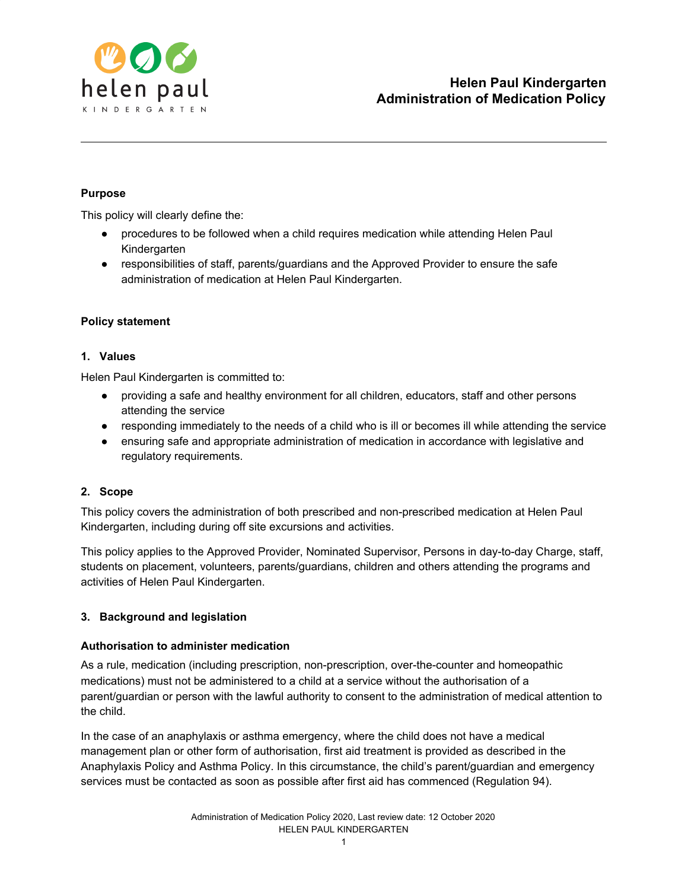# Helen Paul Kindergarten
# Administration of Medication Policy

## Purpose

This policy will clearly define the:

- procedures to be followed when a child requires medication while attending Helen Paul Kindergarten
- responsibilities of staff, parents/guardians and the Approved Provider to ensure the safe administration of medication at Helen Paul Kindergarten.

## Policy statement

### 1. Values

Helen Paul Kindergarten is committed to:

- providing a safe and healthy environment for all children, educators, staff and other persons attending the service
- responding immediately to the needs of a child who is ill or becomes ill while attending the service
- ensuring safe and appropriate administration of medication in accordance with legislative and regulatory requirements.

### 2. Scope

This policy covers the administration of both prescribed and non-prescribed medication at Helen Paul Kindergarten, including during off site excursions and activities.

This policy applies to the Approved Provider, Nominated Supervisor, Persons in day-to-day Charge, staff, students on placement, volunteers, parents/guardians, children and others attending the programs and activities of Helen Paul Kindergarten.

### 3. Background and legislation

**Authorisation to administer medication**

As a rule, medication (including prescription, non-prescription, over-the-counter and homeopathic medications) must not be administered to a child at a service without the authorisation of a parent/guardian or person with the lawful authority to consent to the administration of medical attention to the child.

In the case of an anaphylaxis or asthma emergency, where the child does not have a medical management plan or other form of authorisation, first aid treatment is provided as described in the Anaphylaxis Policy and Asthma Policy. In this circumstance, the child's parent/guardian and emergency services must be contacted as soon as possible after first aid has commenced (Regulation 94).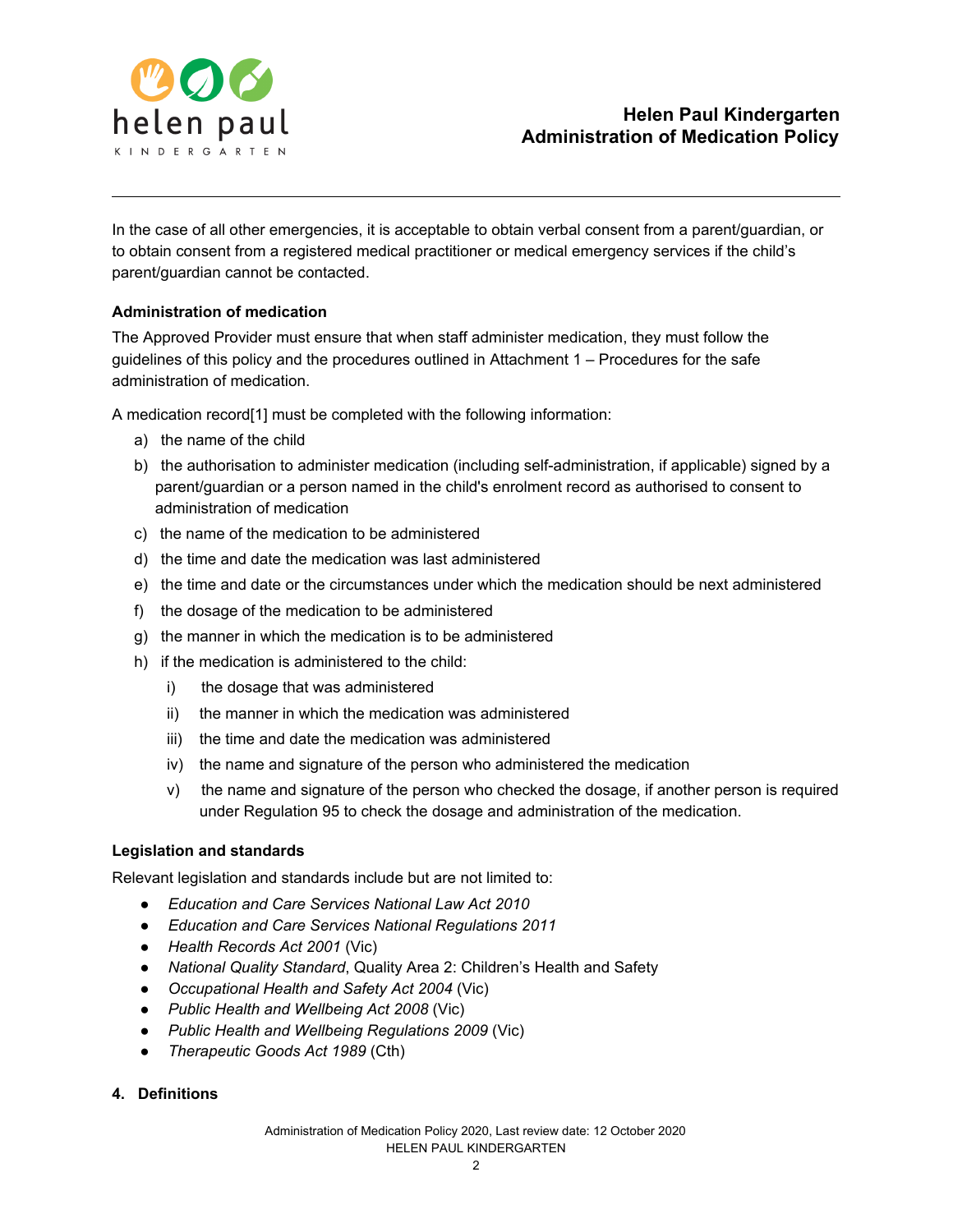In the case of all other emergencies, it is acceptable to obtain verbal consent from a parent/guardian, or to obtain consent from a registered medical practitioner or medical emergency services if the child's parent/guardian cannot be contacted.

**Administration of medication**

The Approved Provider must ensure that when staff administer medication, they must follow the guidelines of this policy and the procedures outlined in Attachment 1 – Procedures for the safe administration of medication.

A medication record[1] must be completed with the following information:

a) the name of the child
b) the authorisation to administer medication (including self-administration, if applicable) signed by a parent/guardian or a person named in the child's enrolment record as authorised to consent to administration of medication
c) the name of the medication to be administered
d) the time and date the medication was last administered
e) the time and date or the circumstances under which the medication should be next administered
f) the dosage of the medication to be administered
g) the manner in which the medication is to be administered
h) if the medication is administered to the child:
    i) the dosage that was administered
    ii) the manner in which the medication was administered
    iii) the time and date the medication was administered
    iv) the name and signature of the person who administered the medication
    v) the name and signature of the person who checked the dosage, if another person is required under Regulation 95 to check the dosage and administration of the medication.

**Legislation and standards**

Relevant legislation and standards include but are not limited to:

- *Education and Care Services National Law Act 2010*
- *Education and Care Services National Regulations 2011*
- *Health Records Act 2001* (Vic)
- *National Quality Standard*, Quality Area 2: Children's Health and Safety
- *Occupational Health and Safety Act 2004* (Vic)
- *Public Health and Wellbeing Act 2008* (Vic)
- *Public Health and Wellbeing Regulations 2009* (Vic)
- *Therapeutic Goods Act 1989* (Cth)

**4. Definitions**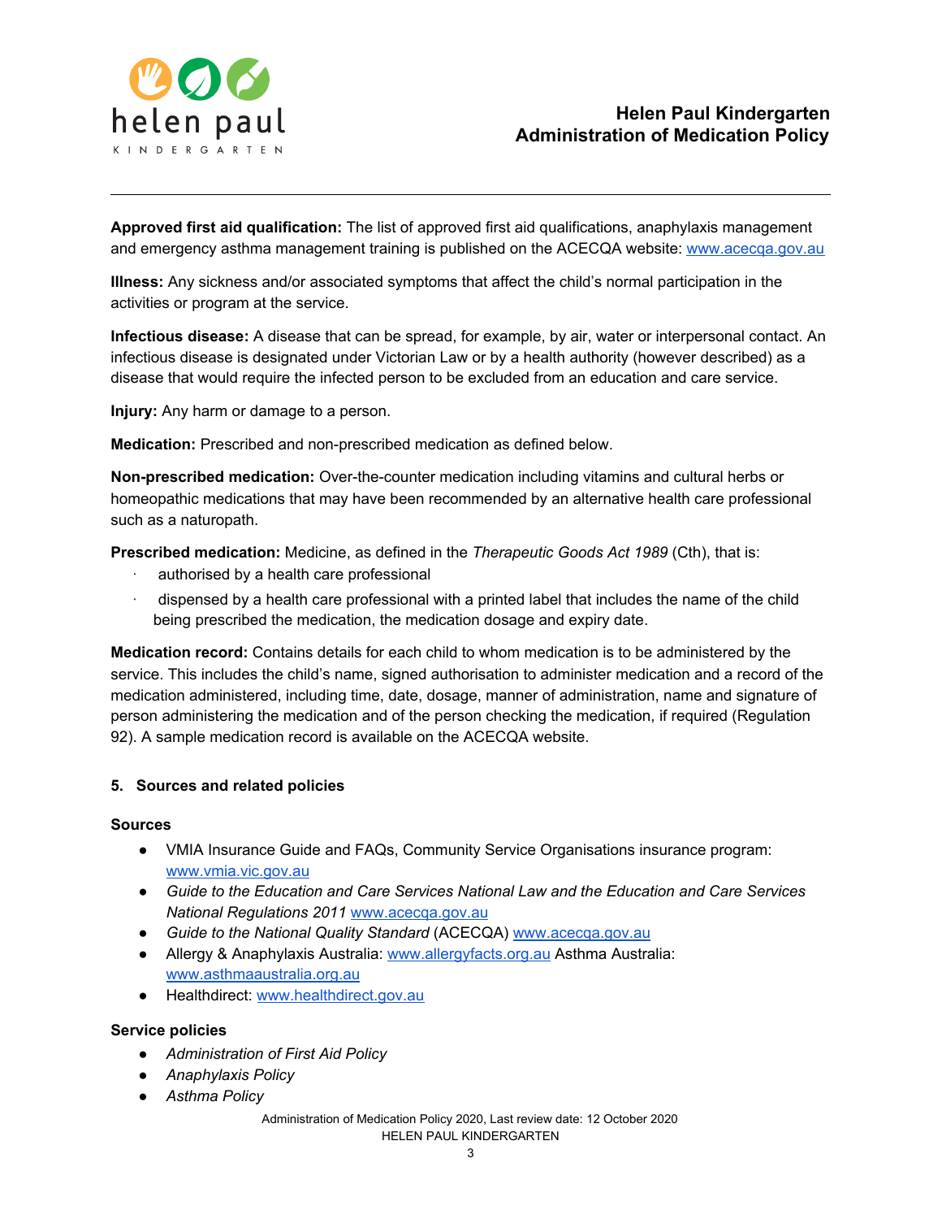**Approved first aid qualification:** The list of approved first aid qualifications, anaphylaxis management and emergency asthma management training is published on the ACECQA website: www.acecqa.gov.au

**Illness:** Any sickness and/or associated symptoms that affect the child's normal participation in the activities or program at the service.

**Infectious disease:** A disease that can be spread, for example, by air, water or interpersonal contact. An infectious disease is designated under Victorian Law or by a health authority (however described) as a disease that would require the infected person to be excluded from an education and care service.

**Injury:** Any harm or damage to a person.

**Medication:** Prescribed and non-prescribed medication as defined below.

**Non-prescribed medication:** Over-the-counter medication including vitamins and cultural herbs or homeopathic medications that may have been recommended by an alternative health care professional such as a naturopath.

**Prescribed medication:** Medicine, as defined in the *Therapeutic Goods Act 1989* (Cth), that is:

- authorised by a health care professional
- dispensed by a health care professional with a printed label that includes the name of the child being prescribed the medication, the medication dosage and expiry date.

**Medication record:** Contains details for each child to whom medication is to be administered by the service. This includes the child's name, signed authorisation to administer medication and a record of the medication administered, including time, date, dosage, manner of administration, name and signature of person administering the medication and of the person checking the medication, if required (Regulation 92). A sample medication record is available on the ACECQA website.

## 5. Sources and related policies

### Sources

- VMIA Insurance Guide and FAQs, Community Service Organisations insurance program: www.vmia.vic.gov.au
- *Guide to the Education and Care Services National Law and the Education and Care Services National Regulations 2011* www.acecqa.gov.au
- *Guide to the National Quality Standard* (ACECQA) www.acecqa.gov.au
- Allergy & Anaphylaxis Australia: www.allergyfacts.org.au Asthma Australia: www.asthmaaustralia.org.au
- Healthdirect: www.healthdirect.gov.au

### Service policies

- *Administration of First Aid Policy*
- *Anaphylaxis Policy*
- *Asthma Policy*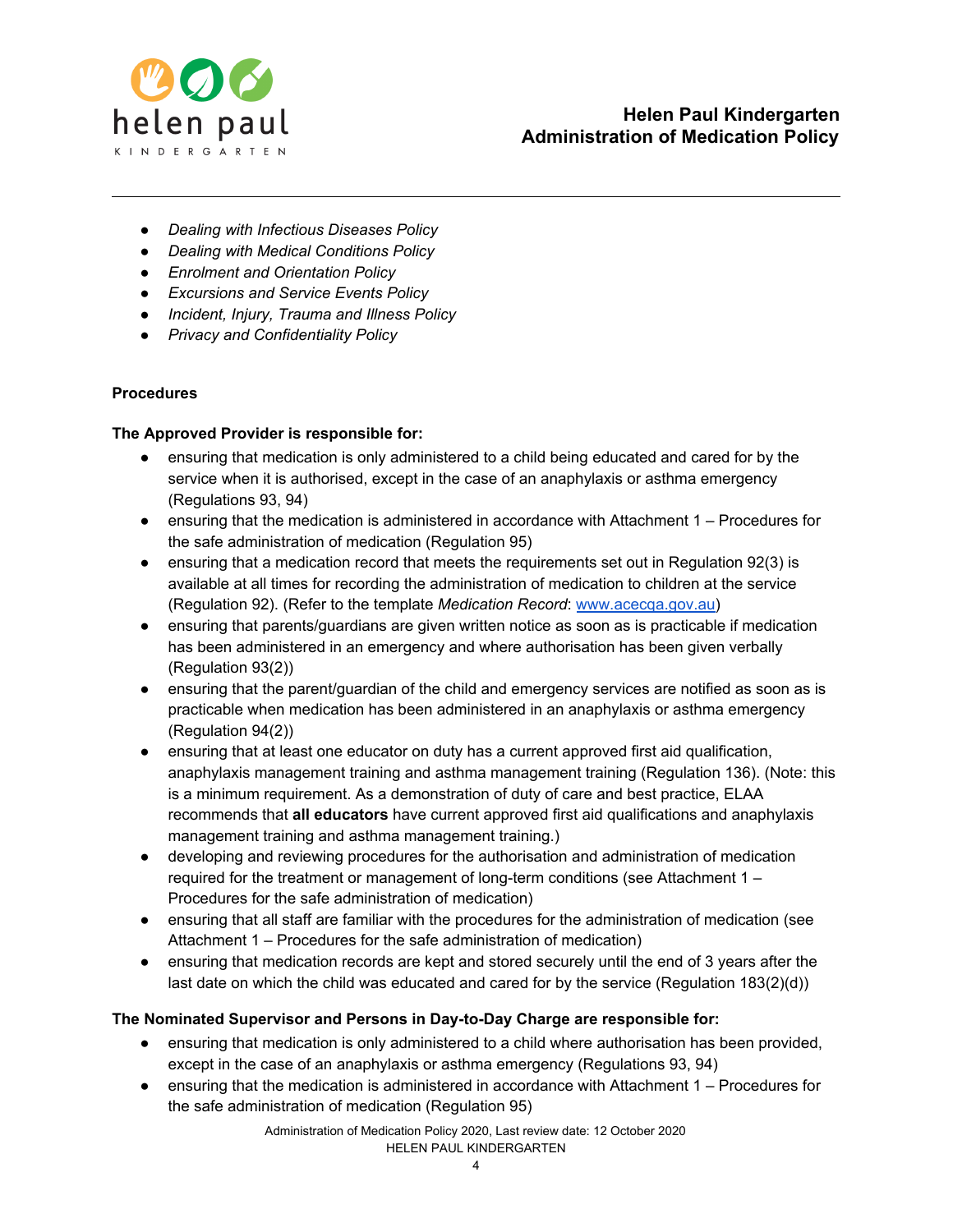- *Dealing with Infectious Diseases Policy*
- *Dealing with Medical Conditions Policy*
- *Enrolment and Orientation Policy*
- *Excursions and Service Events Policy*
- *Incident, Injury, Trauma and Illness Policy*
- *Privacy and Confidentiality Policy*

**Procedures**

**The Approved Provider is responsible for:**

- ensuring that medication is only administered to a child being educated and cared for by the service when it is authorised, except in the case of an anaphylaxis or asthma emergency (Regulations 93, 94)
- ensuring that the medication is administered in accordance with Attachment 1 – Procedures for the safe administration of medication (Regulation 95)
- ensuring that a medication record that meets the requirements set out in Regulation 92(3) is available at all times for recording the administration of medication to children at the service (Regulation 92). (Refer to the template *Medication Record*: www.acecqa.gov.au)
- ensuring that parents/guardians are given written notice as soon as is practicable if medication has been administered in an emergency and where authorisation has been given verbally (Regulation 93(2))
- ensuring that the parent/guardian of the child and emergency services are notified as soon as is practicable when medication has been administered in an anaphylaxis or asthma emergency (Regulation 94(2))
- ensuring that at least one educator on duty has a current approved first aid qualification, anaphylaxis management training and asthma management training (Regulation 136). (Note: this is a minimum requirement. As a demonstration of duty of care and best practice, ELAA recommends that **all educators** have current approved first aid qualifications and anaphylaxis management training and asthma management training.)
- developing and reviewing procedures for the authorisation and administration of medication required for the treatment or management of long-term conditions (see Attachment 1 – Procedures for the safe administration of medication)
- ensuring that all staff are familiar with the procedures for the administration of medication (see Attachment 1 – Procedures for the safe administration of medication)
- ensuring that medication records are kept and stored securely until the end of 3 years after the last date on which the child was educated and cared for by the service (Regulation 183(2)(d))

**The Nominated Supervisor and Persons in Day-to-Day Charge are responsible for:**

- ensuring that medication is only administered to a child where authorisation has been provided, except in the case of an anaphylaxis or asthma emergency (Regulations 93, 94)
- ensuring that the medication is administered in accordance with Attachment 1 – Procedures for the safe administration of medication (Regulation 95)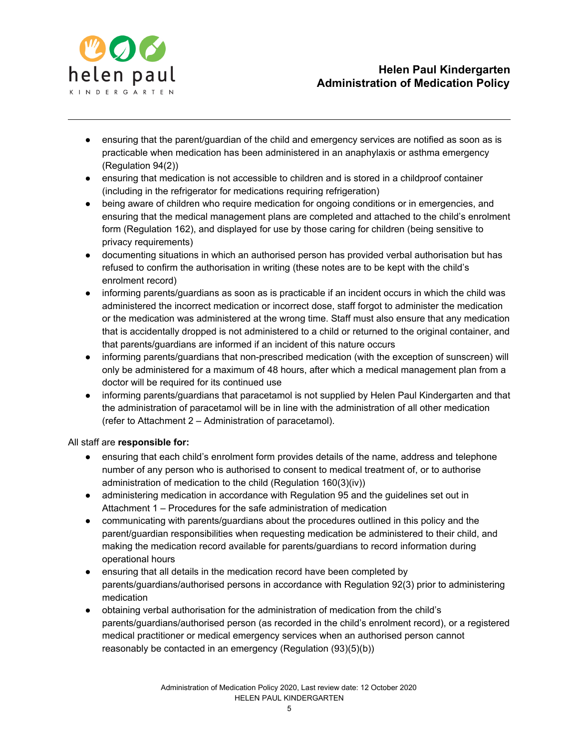- ensuring that the parent/guardian of the child and emergency services are notified as soon as is practicable when medication has been administered in an anaphylaxis or asthma emergency (Regulation 94(2))
- ensuring that medication is not accessible to children and is stored in a childproof container (including in the refrigerator for medications requiring refrigeration)
- being aware of children who require medication for ongoing conditions or in emergencies, and ensuring that the medical management plans are completed and attached to the child's enrolment form (Regulation 162), and displayed for use by those caring for children (being sensitive to privacy requirements)
- documenting situations in which an authorised person has provided verbal authorisation but has refused to confirm the authorisation in writing (these notes are to be kept with the child's enrolment record)
- informing parents/guardians as soon as is practicable if an incident occurs in which the child was administered the incorrect medication or incorrect dose, staff forgot to administer the medication or the medication was administered at the wrong time. Staff must also ensure that any medication that is accidentally dropped is not administered to a child or returned to the original container, and that parents/guardians are informed if an incident of this nature occurs
- informing parents/guardians that non-prescribed medication (with the exception of sunscreen) will only be administered for a maximum of 48 hours, after which a medical management plan from a doctor will be required for its continued use
- informing parents/guardians that paracetamol is not supplied by Helen Paul Kindergarten and that the administration of paracetamol will be in line with the administration of all other medication (refer to Attachment 2 – Administration of paracetamol).

All staff are **responsible for:**

- ensuring that each child's enrolment form provides details of the name, address and telephone number of any person who is authorised to consent to medical treatment of, or to authorise administration of medication to the child (Regulation 160(3)(iv))
- administering medication in accordance with Regulation 95 and the guidelines set out in Attachment 1 – Procedures for the safe administration of medication
- communicating with parents/guardians about the procedures outlined in this policy and the parent/guardian responsibilities when requesting medication be administered to their child, and making the medication record available for parents/guardians to record information during operational hours
- ensuring that all details in the medication record have been completed by parents/guardians/authorised persons in accordance with Regulation 92(3) prior to administering medication
- obtaining verbal authorisation for the administration of medication from the child's parents/guardians/authorised person (as recorded in the child's enrolment record), or a registered medical practitioner or medical emergency services when an authorised person cannot reasonably be contacted in an emergency (Regulation (93)(5)(b))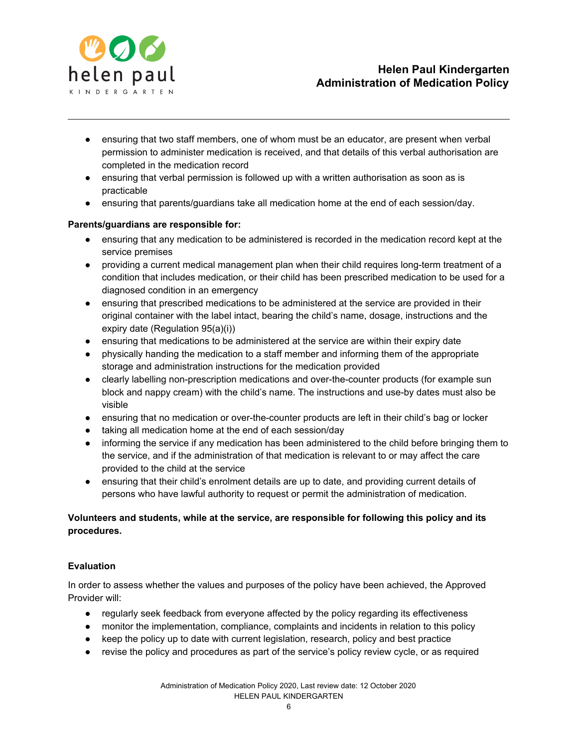- ensuring that two staff members, one of whom must be an educator, are present when verbal permission to administer medication is received, and that details of this verbal authorisation are completed in the medication record
- ensuring that verbal permission is followed up with a written authorisation as soon as is practicable
- ensuring that parents/guardians take all medication home at the end of each session/day.

**Parents/guardians are responsible for:**

- ensuring that any medication to be administered is recorded in the medication record kept at the service premises
- providing a current medical management plan when their child requires long-term treatment of a condition that includes medication, or their child has been prescribed medication to be used for a diagnosed condition in an emergency
- ensuring that prescribed medications to be administered at the service are provided in their original container with the label intact, bearing the child's name, dosage, instructions and the expiry date (Regulation 95(a)(i))
- ensuring that medications to be administered at the service are within their expiry date
- physically handing the medication to a staff member and informing them of the appropriate storage and administration instructions for the medication provided
- clearly labelling non-prescription medications and over-the-counter products (for example sun block and nappy cream) with the child's name. The instructions and use-by dates must also be visible
- ensuring that no medication or over-the-counter products are left in their child's bag or locker
- taking all medication home at the end of each session/day
- informing the service if any medication has been administered to the child before bringing them to the service, and if the administration of that medication is relevant to or may affect the care provided to the child at the service
- ensuring that their child's enrolment details are up to date, and providing current details of persons who have lawful authority to request or permit the administration of medication.

**Volunteers and students, while at the service, are responsible for following this policy and its procedures.**

### Evaluation

In order to assess whether the values and purposes of the policy have been achieved, the Approved Provider will:

- regularly seek feedback from everyone affected by the policy regarding its effectiveness
- monitor the implementation, compliance, complaints and incidents in relation to this policy
- keep the policy up to date with current legislation, research, policy and best practice
- revise the policy and procedures as part of the service's policy review cycle, or as required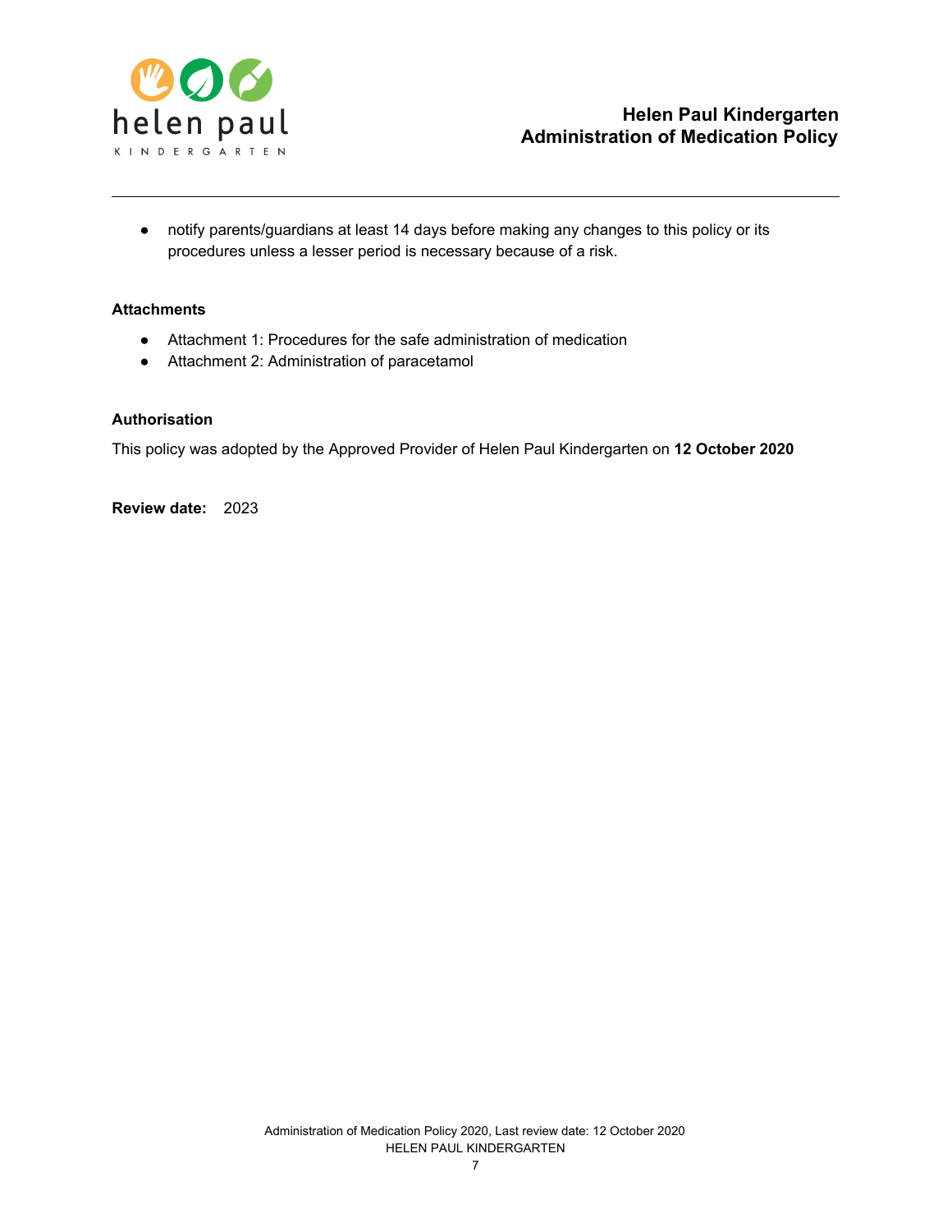- notify parents/guardians at least 14 days before making any changes to this policy or its procedures unless a lesser period is necessary because of a risk.

### Attachments

- Attachment 1: Procedures for the safe administration of medication
- Attachment 2: Administration of paracetamol

### Authorisation

This policy was adopted by the Approved Provider of Helen Paul Kindergarten on **12 October 2020**

**Review date:** 2023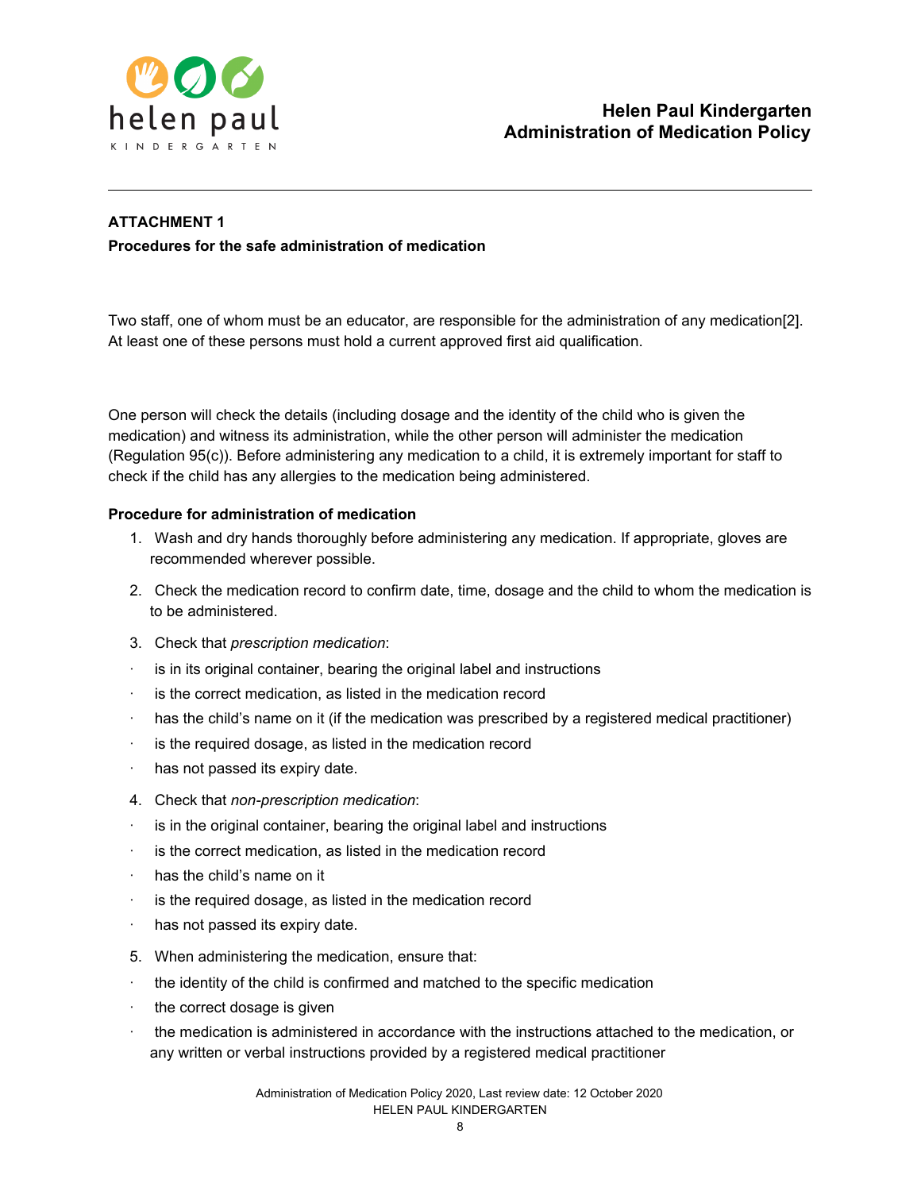## ATTACHMENT 1

**Procedures for the safe administration of medication**

Two staff, one of whom must be an educator, are responsible for the administration of any medication[2]. At least one of these persons must hold a current approved first aid qualification.

One person will check the details (including dosage and the identity of the child who is given the medication) and witness its administration, while the other person will administer the medication (Regulation 95(c)). Before administering any medication to a child, it is extremely important for staff to check if the child has any allergies to the medication being administered.

**Procedure for administration of medication**

1. Wash and dry hands thoroughly before administering any medication. If appropriate, gloves are recommended wherever possible.
2. Check the medication record to confirm date, time, dosage and the child to whom the medication is to be administered.
3. Check that *prescription medication*:
   - is in its original container, bearing the original label and instructions
   - is the correct medication, as listed in the medication record
   - has the child's name on it (if the medication was prescribed by a registered medical practitioner)
   - is the required dosage, as listed in the medication record
   - has not passed its expiry date.
4. Check that *non-prescription medication*:
   - is in the original container, bearing the original label and instructions
   - is the correct medication, as listed in the medication record
   - has the child's name on it
   - is the required dosage, as listed in the medication record
   - has not passed its expiry date.
5. When administering the medication, ensure that:
   - the identity of the child is confirmed and matched to the specific medication
   - the correct dosage is given
   - the medication is administered in accordance with the instructions attached to the medication, or any written or verbal instructions provided by a registered medical practitioner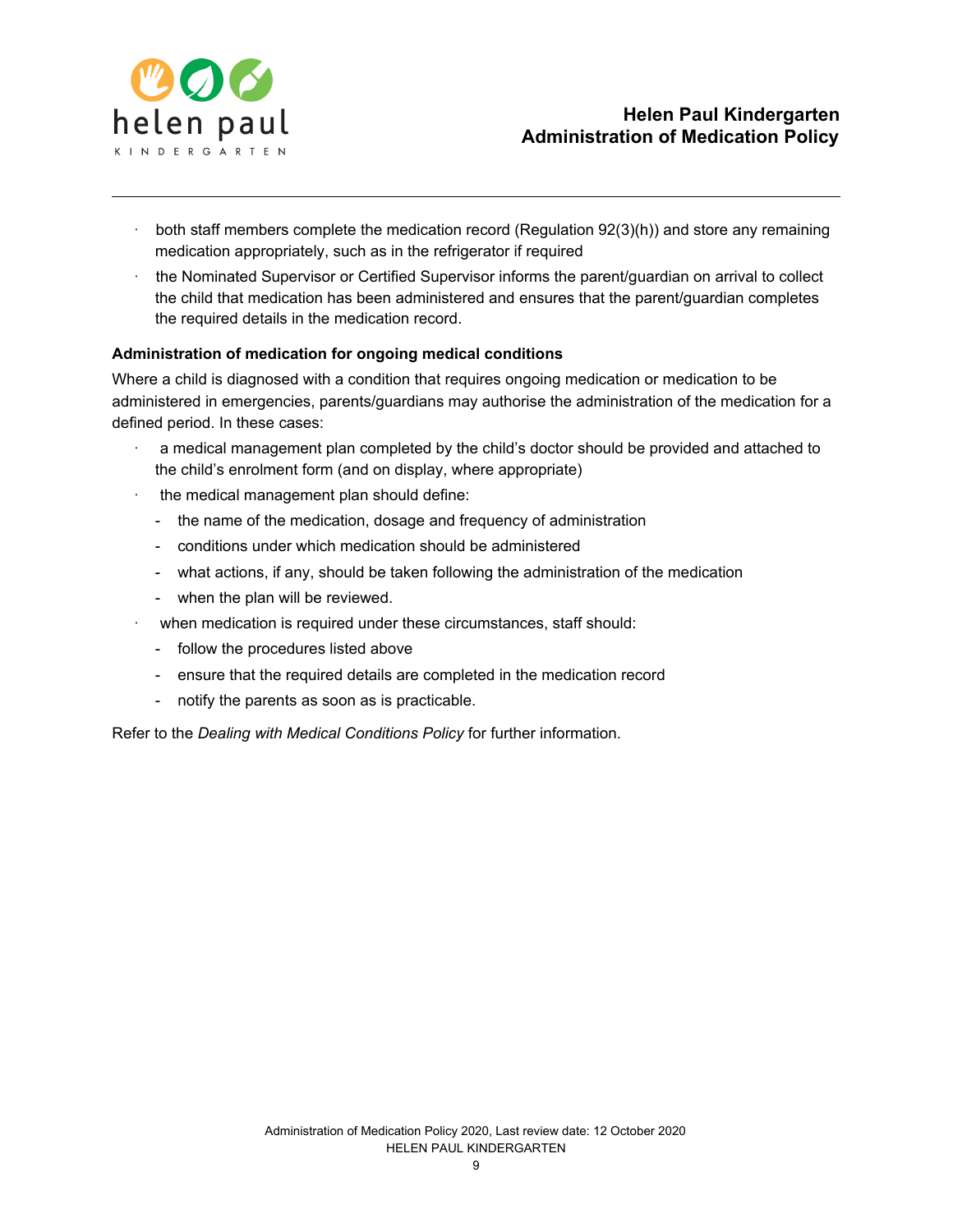- both staff members complete the medication record (Regulation 92(3)(h)) and store any remaining medication appropriately, such as in the refrigerator if required
- the Nominated Supervisor or Certified Supervisor informs the parent/guardian on arrival to collect the child that medication has been administered and ensures that the parent/guardian completes the required details in the medication record.

**Administration of medication for ongoing medical conditions**

Where a child is diagnosed with a condition that requires ongoing medication or medication to be administered in emergencies, parents/guardians may authorise the administration of the medication for a defined period. In these cases:

- a medical management plan completed by the child's doctor should be provided and attached to the child's enrolment form (and on display, where appropriate)
- the medical management plan should define:
  - the name of the medication, dosage and frequency of administration
  - conditions under which medication should be administered
  - what actions, if any, should be taken following the administration of the medication
  - when the plan will be reviewed.
- when medication is required under these circumstances, staff should:
  - follow the procedures listed above
  - ensure that the required details are completed in the medication record
  - notify the parents as soon as is practicable.

Refer to the *Dealing with Medical Conditions Policy* for further information.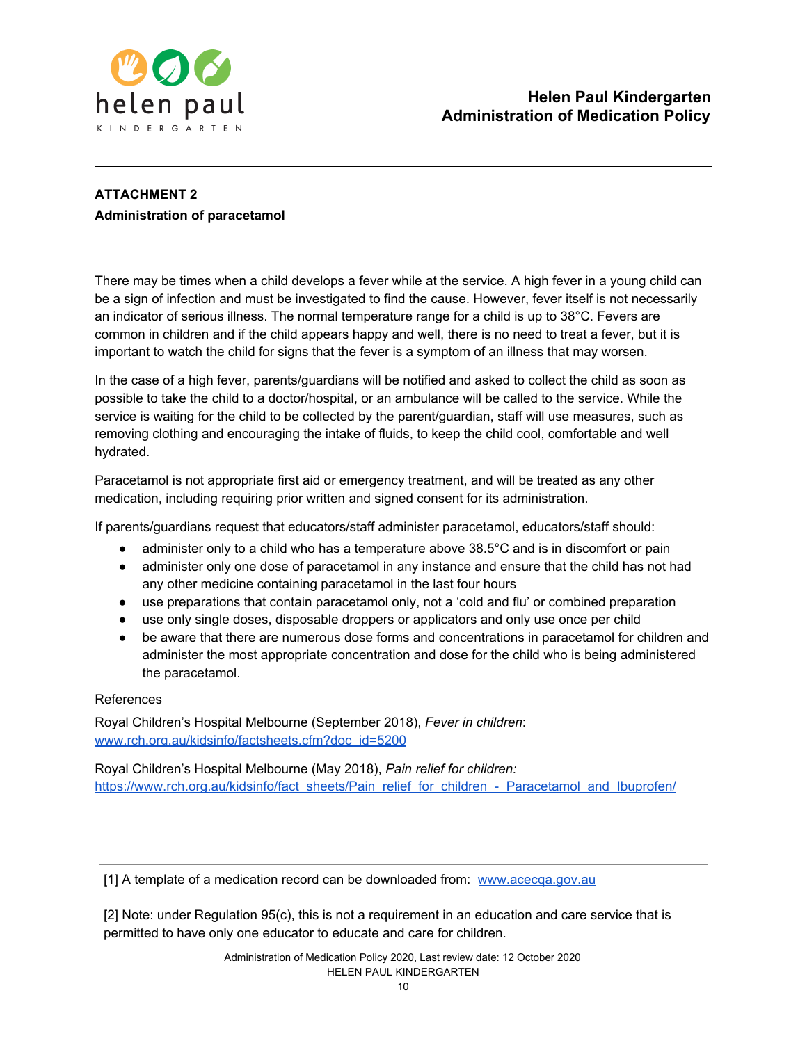**ATTACHMENT 2**

**Administration of paracetamol**

There may be times when a child develops a fever while at the service. A high fever in a young child can be a sign of infection and must be investigated to find the cause. However, fever itself is not necessarily an indicator of serious illness. The normal temperature range for a child is up to 38°C. Fevers are common in children and if the child appears happy and well, there is no need to treat a fever, but it is important to watch the child for signs that the fever is a symptom of an illness that may worsen.

In the case of a high fever, parents/guardians will be notified and asked to collect the child as soon as possible to take the child to a doctor/hospital, or an ambulance will be called to the service. While the service is waiting for the child to be collected by the parent/guardian, staff will use measures, such as removing clothing and encouraging the intake of fluids, to keep the child cool, comfortable and well hydrated.

Paracetamol is not appropriate first aid or emergency treatment, and will be treated as any other medication, including requiring prior written and signed consent for its administration.

If parents/guardians request that educators/staff administer paracetamol, educators/staff should:

- administer only to a child who has a temperature above 38.5°C and is in discomfort or pain
- administer only one dose of paracetamol in any instance and ensure that the child has not had any other medicine containing paracetamol in the last four hours
- use preparations that contain paracetamol only, not a 'cold and flu' or combined preparation
- use only single doses, disposable droppers or applicators and only use once per child
- be aware that there are numerous dose forms and concentrations in paracetamol for children and administer the most appropriate concentration and dose for the child who is being administered the paracetamol.

References

Royal Children's Hospital Melbourne (September 2018), *Fever in children*: www.rch.org.au/kidsinfo/factsheets.cfm?doc_id=5200

Royal Children's Hospital Melbourne (May 2018), *Pain relief for children:* https://www.rch.org.au/kidsinfo/fact_sheets/Pain_relief_for_children_-_Paracetamol_and_Ibuprofen/

---

[1] A template of a medication record can be downloaded from: www.acecqa.gov.au

[2] Note: under Regulation 95(c), this is not a requirement in an education and care service that is permitted to have only one educator to educate and care for children.